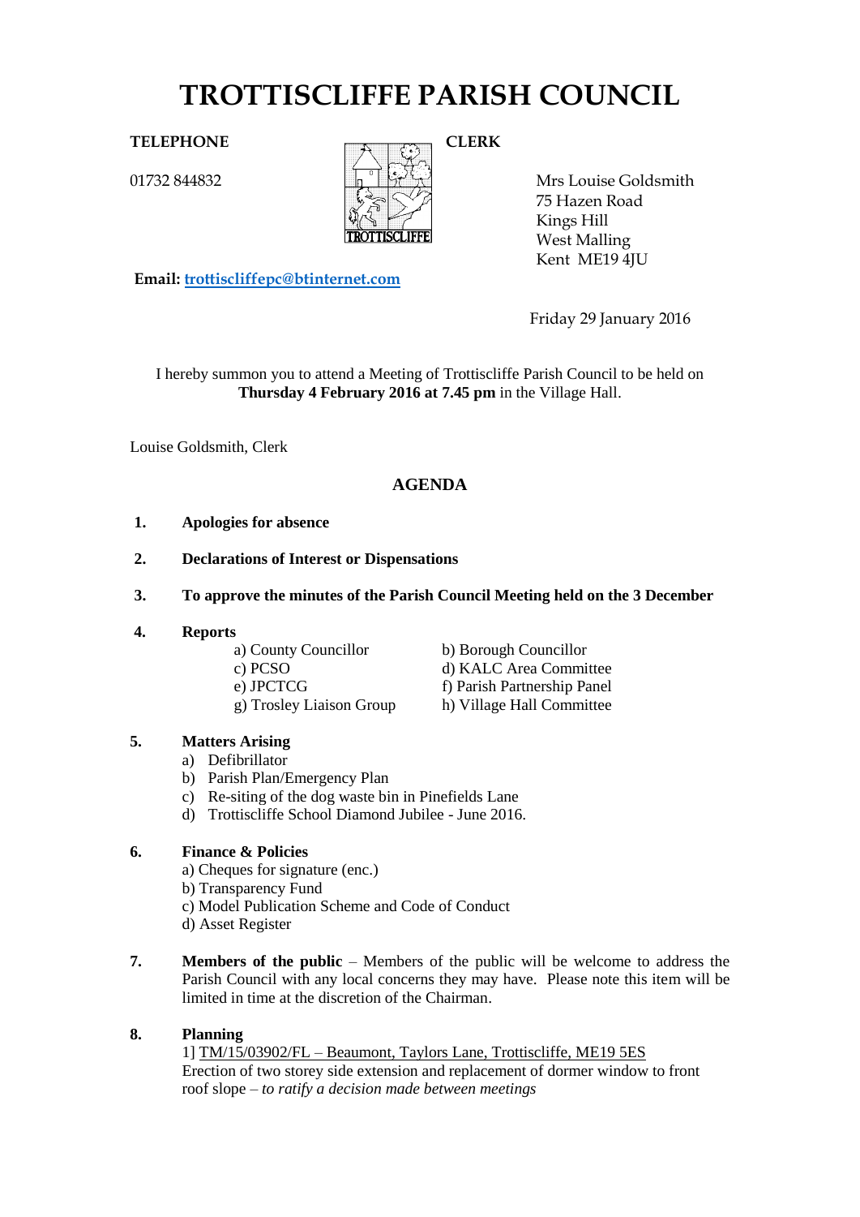# TROTTISCLIFFE PARISH COUNCIL

**TELEPHONE**

01732 844832

**CLERK**

Mrs Louise Goldsmith
75 Hazen Road
Kings Hill
West Malling
Kent ME19 4JU

**Email:** trottiscliffepc@btinternet.com

Friday 29 January 2016

I hereby summon you to attend a Meeting of Trottiscliffe Parish Council to be held on **Thursday 4 February 2016 at 7.45 pm** in the Village Hall.

Louise Goldsmith, Clerk

## AGENDA

1. **Apologies for absence**

2. **Declarations of Interest or Dispensations**

3. **To approve the minutes of the Parish Council Meeting held on the 3 December**

4. **Reports**
   - a) County Councillor
   - b) Borough Councillor
   - c) PCSO
   - d) KALC Area Committee
   - e) JPCTCG
   - f) Parish Partnership Panel
   - g) Trosley Liaison Group
   - h) Village Hall Committee

5. **Matters Arising**
   - a) Defibrillator
   - b) Parish Plan/Emergency Plan
   - c) Re-siting of the dog waste bin in Pinefields Lane
   - d) Trottiscliffe School Diamond Jubilee - June 2016.

6. **Finance & Policies**
   - a) Cheques for signature (enc.)
   - b) Transparency Fund
   - c) Model Publication Scheme and Code of Conduct
   - d) Asset Register

7. **Members of the public** – Members of the public will be welcome to address the Parish Council with any local concerns they may have. Please note this item will be limited in time at the discretion of the Chairman.

8. **Planning**

   1] TM/15/03902/FL – Beaumont, Taylors Lane, Trottiscliffe, ME19 5ES
   Erection of two storey side extension and replacement of dormer window to front roof slope – *to ratify a decision made between meetings*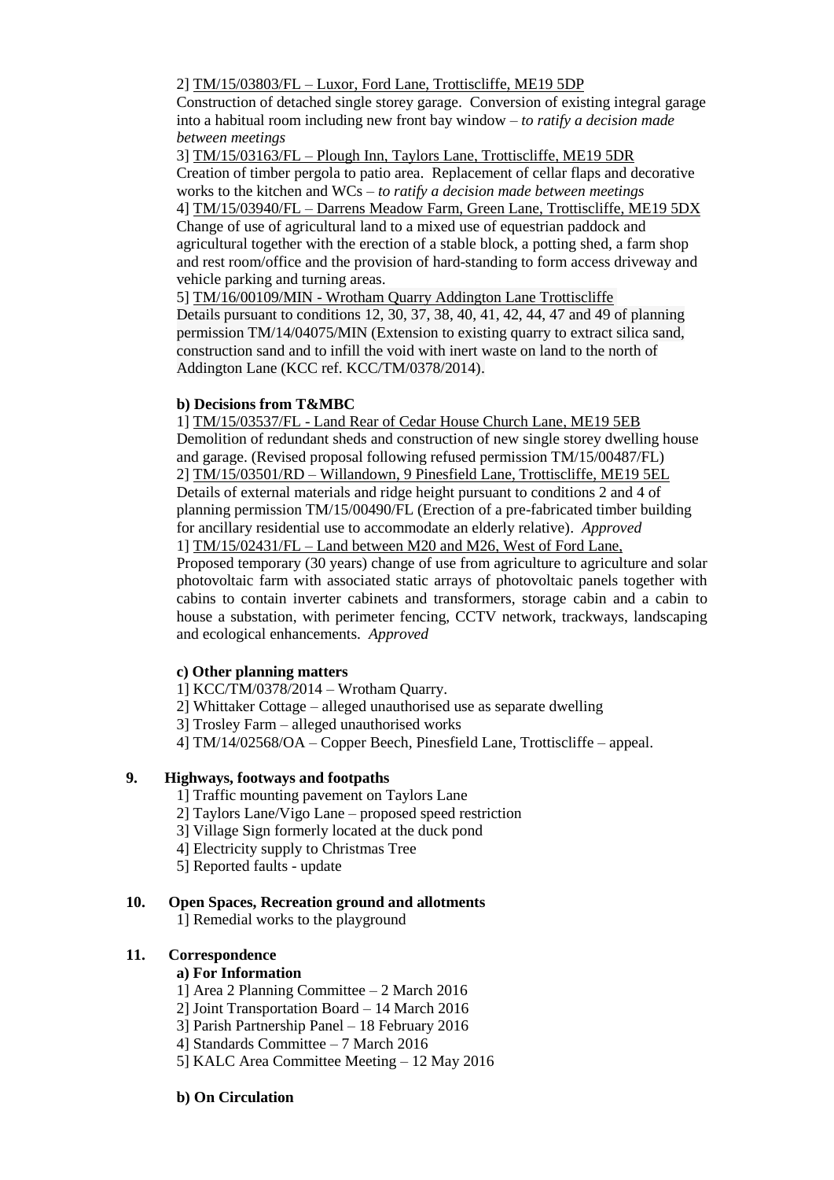2] TM/15/03803/FL – Luxor, Ford Lane, Trottiscliffe, ME19 5DP
Construction of detached single storey garage. Conversion of existing integral garage into a habitual room including new front bay window – *to ratify a decision made between meetings*

3] TM/15/03163/FL – Plough Inn, Taylors Lane, Trottiscliffe, ME19 5DR
Creation of timber pergola to patio area. Replacement of cellar flaps and decorative works to the kitchen and WCs – *to ratify a decision made between meetings*

4] TM/15/03940/FL – Darrens Meadow Farm, Green Lane, Trottiscliffe, ME19 5DX
Change of use of agricultural land to a mixed use of equestrian paddock and agricultural together with the erection of a stable block, a potting shed, a farm shop and rest room/office and the provision of hard-standing to form access driveway and vehicle parking and turning areas.

5] TM/16/00109/MIN - Wrotham Quarry Addington Lane Trottiscliffe
Details pursuant to conditions 12, 30, 37, 38, 40, 41, 42, 44, 47 and 49 of planning permission TM/14/04075/MIN (Extension to existing quarry to extract silica sand, construction sand and to infill the void with inert waste on land to the north of Addington Lane (KCC ref. KCC/TM/0378/2014).

**b) Decisions from T&MBC**

1] TM/15/03537/FL - Land Rear of Cedar House Church Lane, ME19 5EB
Demolition of redundant sheds and construction of new single storey dwelling house and garage. (Revised proposal following refused permission TM/15/00487/FL)

2] TM/15/03501/RD – Willandown, 9 Pinesfield Lane, Trottiscliffe, ME19 5EL
Details of external materials and ridge height pursuant to conditions 2 and 4 of planning permission TM/15/00490/FL (Erection of a pre-fabricated timber building for ancillary residential use to accommodate an elderly relative). *Approved*

1] TM/15/02431/FL – Land between M20 and M26, West of Ford Lane,
Proposed temporary (30 years) change of use from agriculture to agriculture and solar photovoltaic farm with associated static arrays of photovoltaic panels together with cabins to contain inverter cabinets and transformers, storage cabin and a cabin to house a substation, with perimeter fencing, CCTV network, trackways, landscaping and ecological enhancements. *Approved*

**c) Other planning matters**

1] KCC/TM/0378/2014 – Wrotham Quarry.
2] Whittaker Cottage – alleged unauthorised use as separate dwelling
3] Trosley Farm – alleged unauthorised works
4] TM/14/02568/OA – Copper Beech, Pinesfield Lane, Trottiscliffe – appeal.

**9. Highways, footways and footpaths**

1] Traffic mounting pavement on Taylors Lane
2] Taylors Lane/Vigo Lane – proposed speed restriction
3] Village Sign formerly located at the duck pond
4] Electricity supply to Christmas Tree
5] Reported faults - update

**10. Open Spaces, Recreation ground and allotments**

1] Remedial works to the playground

**11. Correspondence**

**a) For Information**

1] Area 2 Planning Committee – 2 March 2016
2] Joint Transportation Board – 14 March 2016
3] Parish Partnership Panel – 18 February 2016
4] Standards Committee – 7 March 2016
5] KALC Area Committee Meeting – 12 May 2016

**b) On Circulation**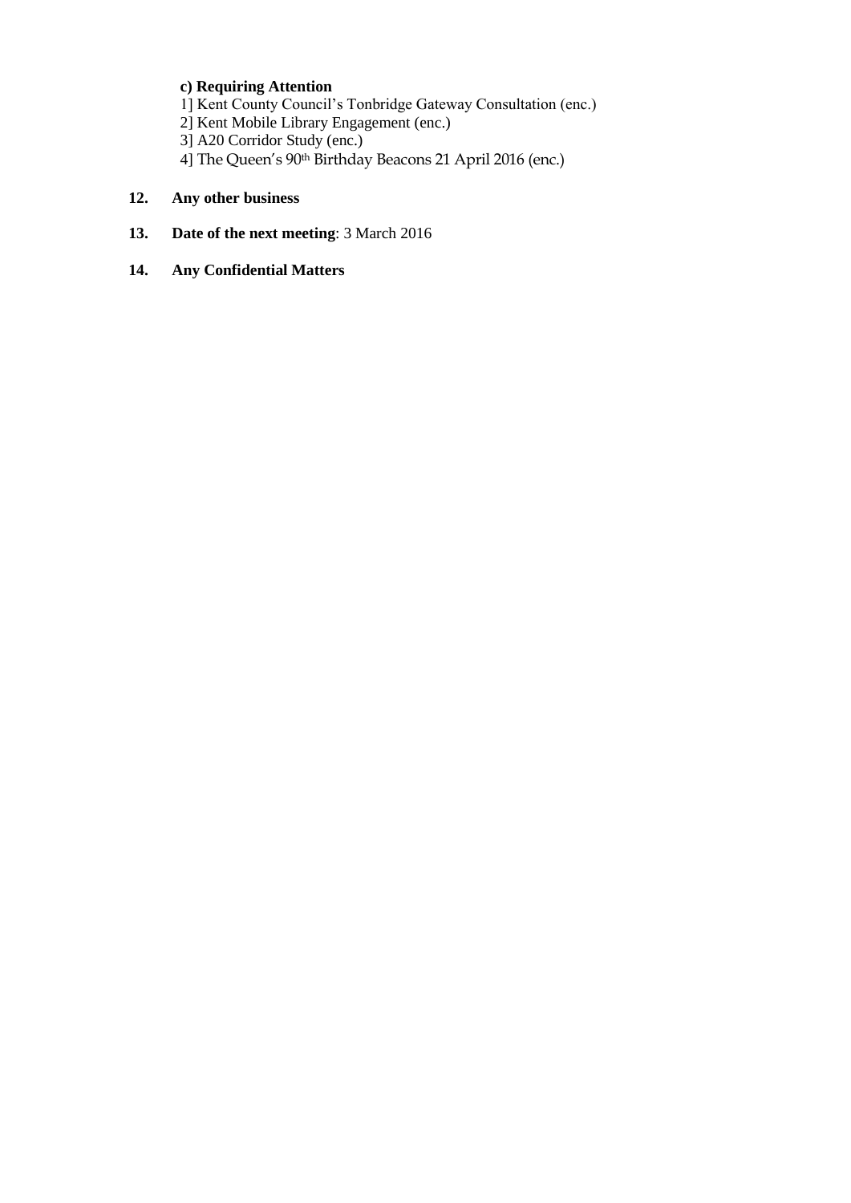**c) Requiring Attention**

1] Kent County Council's Tonbridge Gateway Consultation (enc.)
2] Kent Mobile Library Engagement (enc.)
3] A20 Corridor Study (enc.)
4] The Queen's 90th Birthday Beacons 21 April 2016 (enc.)

**12. Any other business**

**13. Date of the next meeting**: 3 March 2016

**14. Any Confidential Matters**